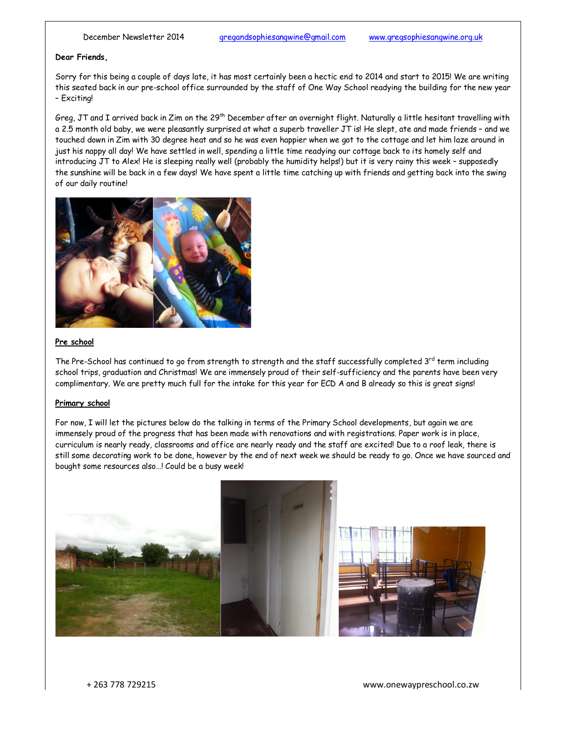December Newsletter 2014 gregandsophiesangwine@gmail.com www.gregsophiesangwine.org.uk

**Dear Friends,**

Sorry for this being a couple of days late, it has most certainly been a hectic end to 2014 and start to 2015! We are writing this seated back in our pre-school office surrounded by the staff of One Way School readying the building for the new year – Exciting!

Greg, JT and I arrived back in Zim on the 29th December after an overnight flight. Naturally a little hesitant travelling with a 2.5 month old baby, we were pleasantly surprised at what a superb traveller JT is! He slept, ate and made friends – and we touched down in Zim with 30 degree heat and so he was even happier when we got to the cottage and let him laze around in just his nappy all day! We have settled in well, spending a little time readying our cottage back to its homely self and introducing JT to Alex! He is sleeping really well (probably the humidity helps!) but it is very rainy this week – supposedly the sunshine will be back in a few days! We have spent a little time catching up with friends and getting back into the swing of our daily routine!

## Pre school

The Pre-School has continued to go from strength to strength and the staff successfully completed 3rd term including school trips, graduation and Christmas! We are immensely proud of their self-sufficiency and the parents have been very complimentary. We are pretty much full for the intake for this year for ECD A and B already so this is great signs!

## Primary school

For now, I will let the pictures below do the talking in terms of the Primary School developments, but again we are immensely proud of the progress that has been made with renovations and with registrations. Paper work is in place, curriculum is nearly ready, classrooms and office are nearly ready and the staff are excited! Due to a roof leak, there is still some decorating work to be done, however by the end of next week we should be ready to go. Once we have sourced and bought some resources also…! Could be a busy week!

+ 263 778 729215 www.onewaypreschool.co.zw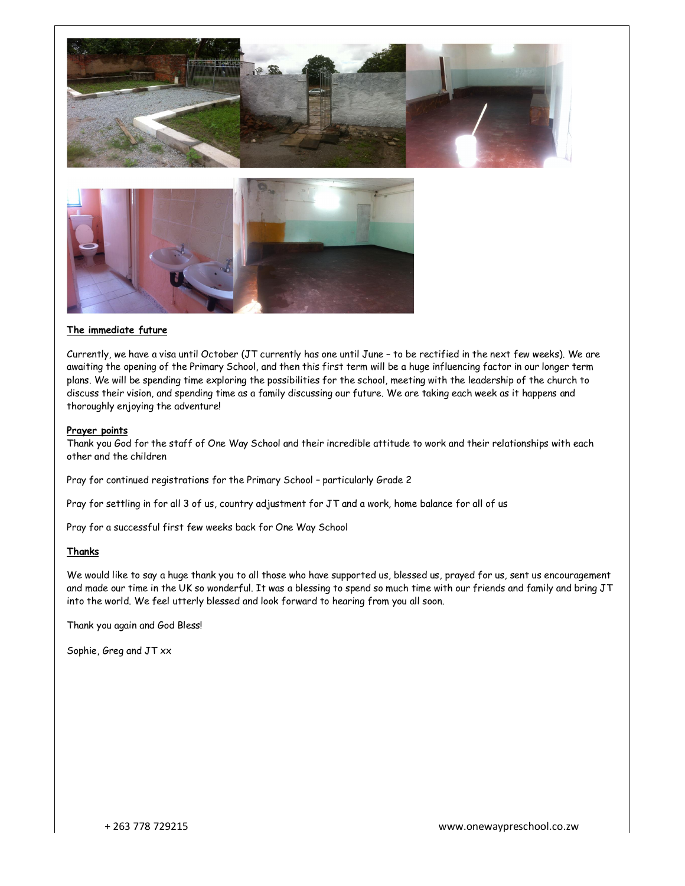**The immediate future**

Currently, we have a visa until October (JT currently has one until June – to be rectified in the next few weeks). We are awaiting the opening of the Primary School, and then this first term will be a huge influencing factor in our longer term plans. We will be spending time exploring the possibilities for the school, meeting with the leadership of the church to discuss their vision, and spending time as a family discussing our future. We are taking each week as it happens and thoroughly enjoying the adventure!

**Prayer points**

Thank you God for the staff of One Way School and their incredible attitude to work and their relationships with each other and the children

Pray for continued registrations for the Primary School – particularly Grade 2

Pray for settling in for all 3 of us, country adjustment for JT and a work, home balance for all of us

Pray for a successful first few weeks back for One Way School

**Thanks**

We would like to say a huge thank you to all those who have supported us, blessed us, prayed for us, sent us encouragement and made our time in the UK so wonderful. It was a blessing to spend so much time with our friends and family and bring JT into the world. We feel utterly blessed and look forward to hearing from you all soon.

Thank you again and God Bless!

Sophie, Greg and JT xx

+ 263 778 729215 www.onewaypreschool.co.zw